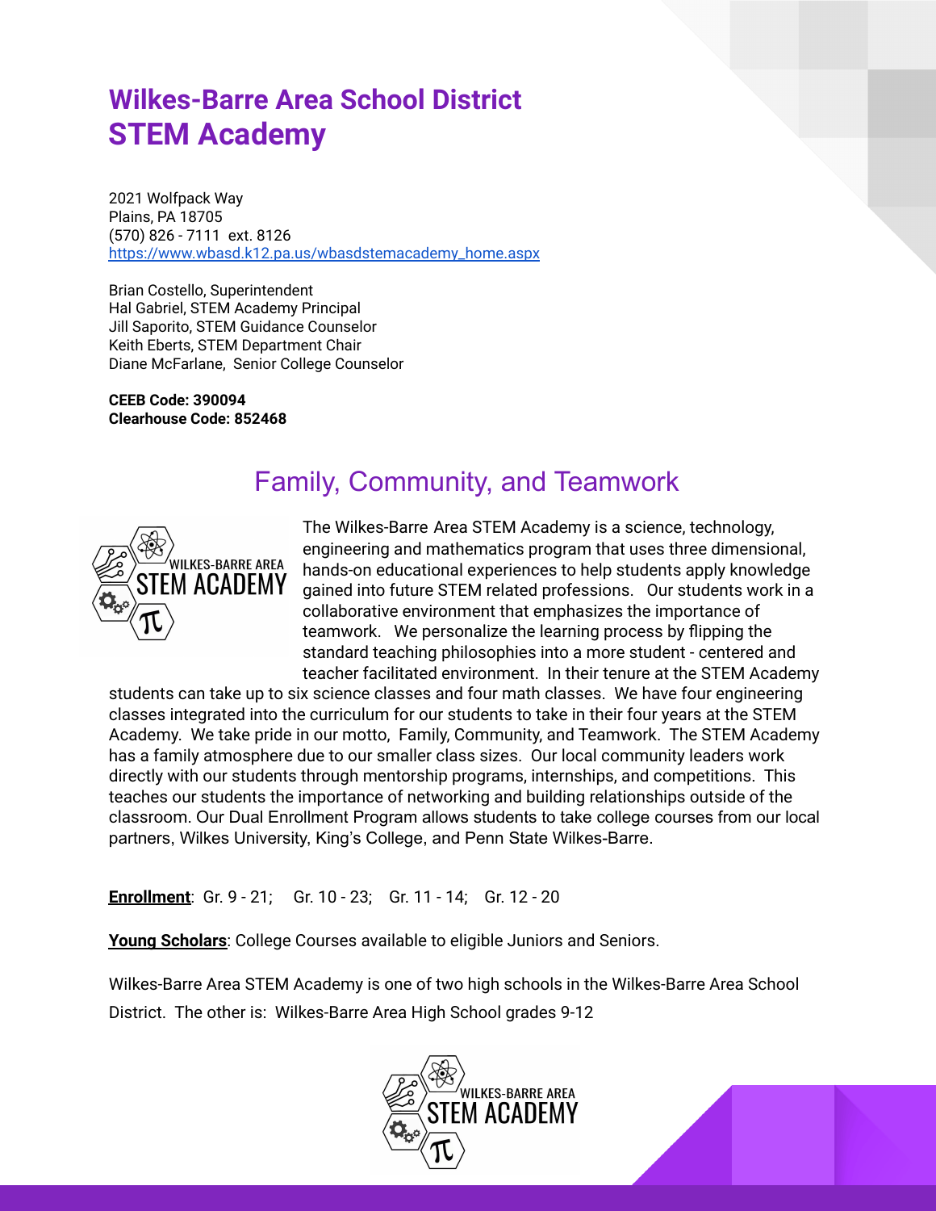# Wilkes-Barre Area School District
# STEM Academy

2021 Wolfpack Way
Plains, PA 18705
(570) 826 - 7111 ext. 8126
https://www.wbasd.k12.pa.us/wbasdstemacademy_home.aspx

Brian Costello, Superintendent
Hal Gabriel, STEM Academy Principal
Jill Saporito, STEM Guidance Counselor
Keith Eberts, STEM Department Chair
Diane McFarlane, Senior College Counselor

**CEEB Code: 390094**
**Clearhouse Code: 852468**

## Family, Community, and Teamwork

The Wilkes-Barre Area STEM Academy is a science, technology, engineering and mathematics program that uses three dimensional, hands-on educational experiences to help students apply knowledge gained into future STEM related professions. Our students work in a collaborative environment that emphasizes the importance of teamwork. We personalize the learning process by flipping the standard teaching philosophies into a more student - centered and teacher facilitated environment. In their tenure at the STEM Academy students can take up to six science classes and four math classes. We have four engineering classes integrated into the curriculum for our students to take in their four years at the STEM Academy. We take pride in our motto, Family, Community, and Teamwork. The STEM Academy has a family atmosphere due to our smaller class sizes. Our local community leaders work directly with our students through mentorship programs, internships, and competitions. This teaches our students the importance of networking and building relationships outside of the classroom. Our Dual Enrollment Program allows students to take college courses from our local partners, Wilkes University, King's College, and Penn State Wilkes-Barre.

**Enrollment**: Gr. 9 - 21; Gr. 10 - 23; Gr. 11 - 14; Gr. 12 - 20

**Young Scholars**: College Courses available to eligible Juniors and Seniors.

Wilkes-Barre Area STEM Academy is one of two high schools in the Wilkes-Barre Area School District. The other is: Wilkes-Barre Area High School grades 9-12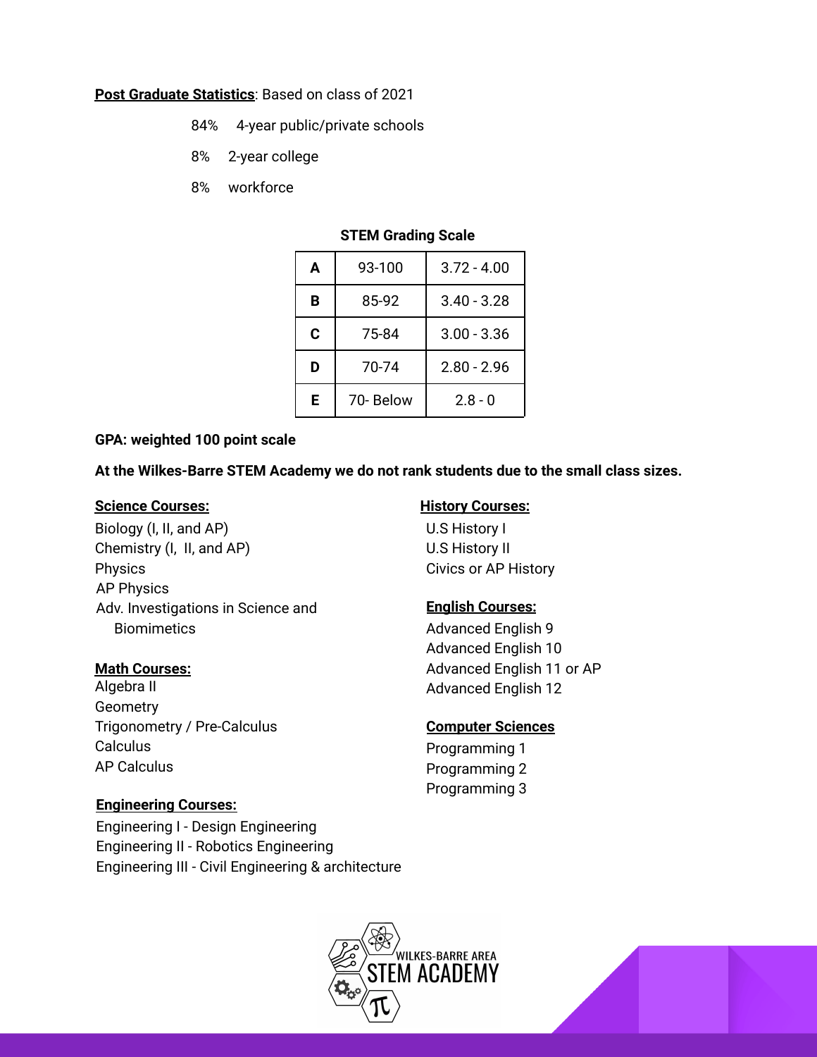**Post Graduate Statistics**: Based on class of 2021

- 84% 4-year public/private schools
- 8% 2-year college
- 8% workforce

**STEM Grading Scale**

| | | |
|---|---|---|
| **A** | 93-100 | 3.72 - 4.00 |
| **B** | 85-92 | 3.40 - 3.28 |
| **C** | 75-84 | 3.00 - 3.36 |
| **D** | 70-74 | 2.80 - 2.96 |
| **E** | 70- Below | 2.8 - 0 |

**GPA: weighted 100 point scale**

**At the Wilkes-Barre STEM Academy we do not rank students due to the small class sizes.**

**Science Courses:**

Biology (I, II, and AP)
Chemistry (I, II, and AP)
Physics
AP Physics
Adv. Investigations in Science and Biomimetics

**Math Courses:**

Algebra II
Geometry
Trigonometry / Pre-Calculus
Calculus
AP Calculus

**Engineering Courses:**

Engineering I - Design Engineering
Engineering II - Robotics Engineering
Engineering III - Civil Engineering & architecture

**History Courses:**

U.S History I
U.S History II
Civics or AP History

**English Courses:**

Advanced English 9
Advanced English 10
Advanced English 11 or AP
Advanced English 12

**Computer Sciences**

Programming 1
Programming 2
Programming 3

WILKES-BARRE AREA STEM ACADEMY